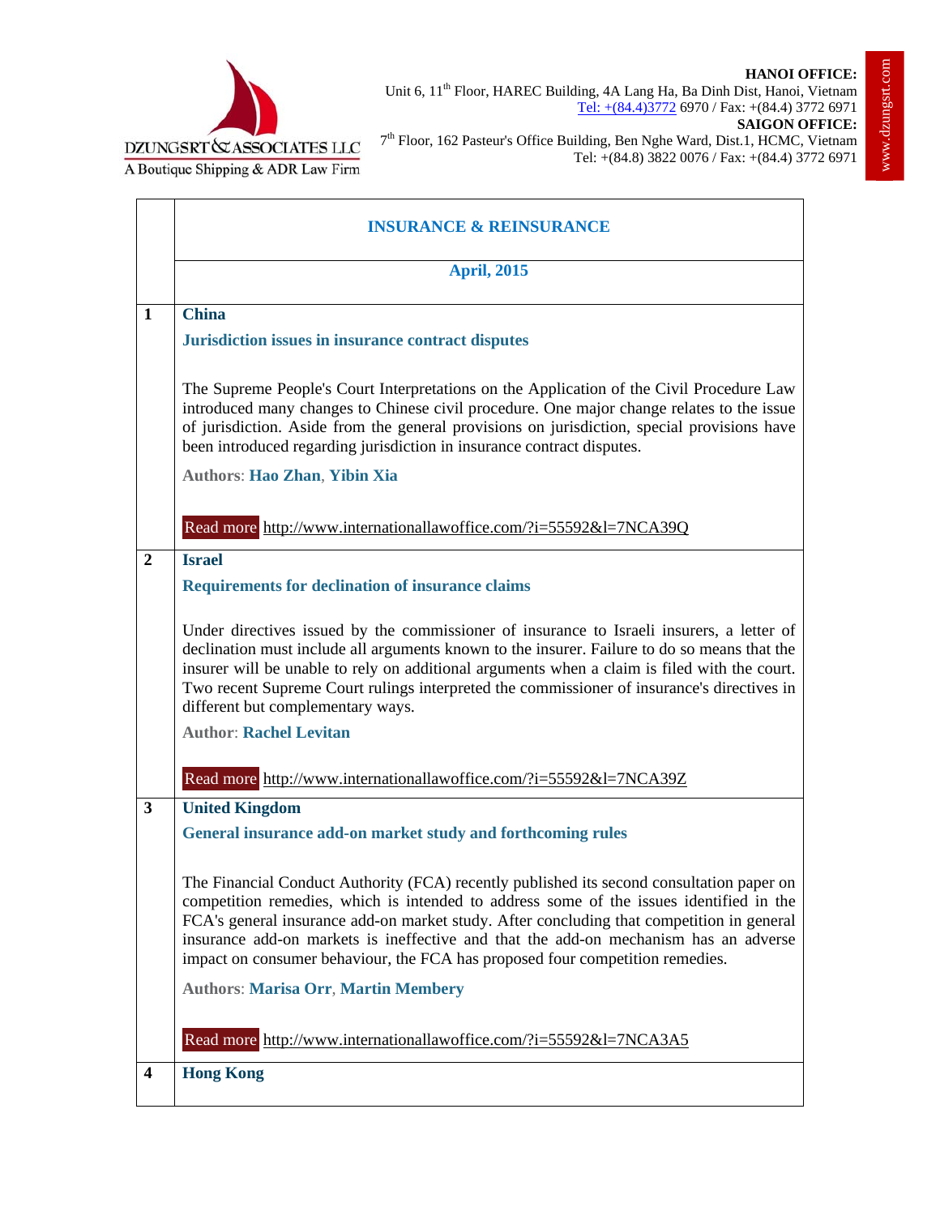DZUNGSRT & ASSOCIATES LLC
A Boutique Shipping & ADR Law Firm

**HANOI OFFICE:**
Unit 6, 11th Floor, HAREC Building, 4A Lang Ha, Ba Dinh Dist, Hanoi, Vietnam
Tel: +(84.4)3772 6970 / Fax: +(84.4) 3772 6971
**SAIGON OFFICE:**
7th Floor, 162 Pasteur's Office Building, Ben Nghe Ward, Dist.1, HCMC, Vietnam
Tel: +(84.8) 3822 0076 / Fax: +(84.4) 3772 6971

www.dzungsrt.com

# INSURANCE & REINSURANCE

## April, 2015

### 1 China

**Jurisdiction issues in insurance contract disputes**

The Supreme People's Court Interpretations on the Application of the Civil Procedure Law introduced many changes to Chinese civil procedure. One major change relates to the issue of jurisdiction. Aside from the general provisions on jurisdiction, special provisions have been introduced regarding jurisdiction in insurance contract disputes.

**Authors**: **Hao Zhan**, **Yibin Xia**

Read more http://www.internationallawoffice.com/?i=55592&l=7NCA39Q

### 2 Israel

**Requirements for declination of insurance claims**

Under directives issued by the commissioner of insurance to Israeli insurers, a letter of declination must include all arguments known to the insurer. Failure to do so means that the insurer will be unable to rely on additional arguments when a claim is filed with the court. Two recent Supreme Court rulings interpreted the commissioner of insurance's directives in different but complementary ways.

**Author**: **Rachel Levitan**

Read more http://www.internationallawoffice.com/?i=55592&l=7NCA39Z

### 3 United Kingdom

**General insurance add-on market study and forthcoming rules**

The Financial Conduct Authority (FCA) recently published its second consultation paper on competition remedies, which is intended to address some of the issues identified in the FCA's general insurance add-on market study. After concluding that competition in general insurance add-on markets is ineffective and that the add-on mechanism has an adverse impact on consumer behaviour, the FCA has proposed four competition remedies.

**Authors**: **Marisa Orr**, **Martin Membery**

Read more http://www.internationallawoffice.com/?i=55592&l=7NCA3A5

### 4 Hong Kong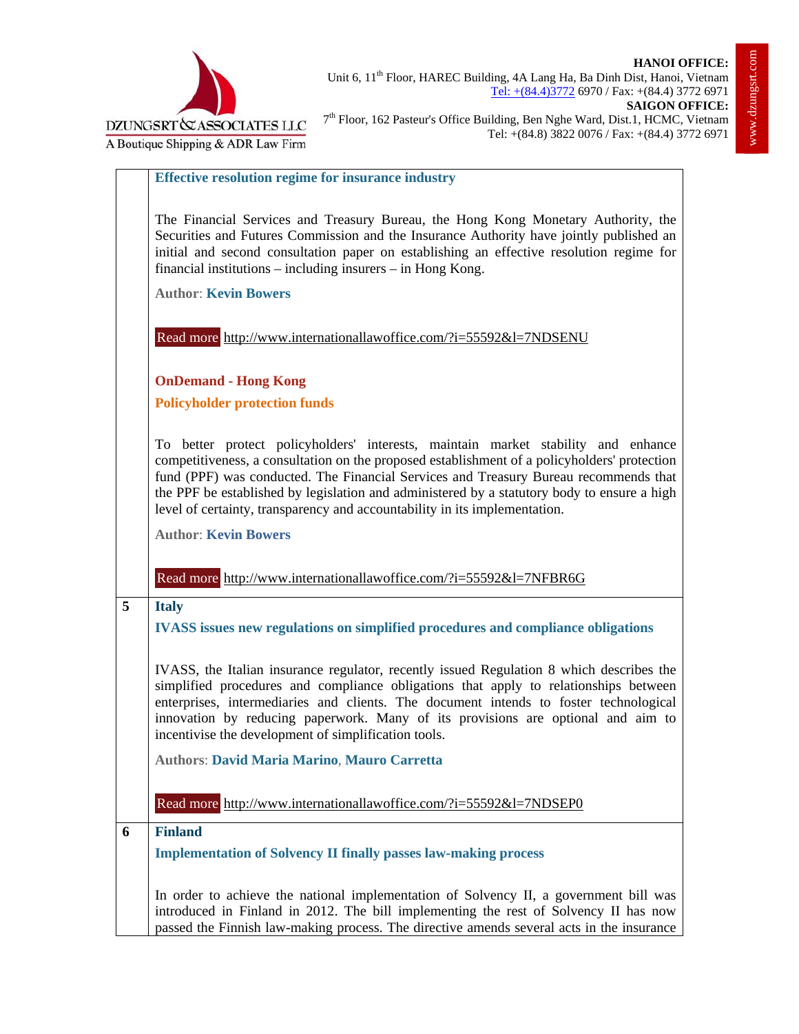| | |
|---|---|
| | **Effective resolution regime for insurance industry**<br><br>The Financial Services and Treasury Bureau, the Hong Kong Monetary Authority, the Securities and Futures Commission and the Insurance Authority have jointly published an initial and second consultation paper on establishing an effective resolution regime for financial institutions – including insurers – in Hong Kong.<br><br>**Author**: **Kevin Bowers**<br><br>Read more http://www.internationallawoffice.com/?i=55592&l=7NDSENU<br><br>**OnDemand - Hong Kong**<br><br>**Policyholder protection funds**<br><br>To better protect policyholders' interests, maintain market stability and enhance competitiveness, a consultation on the proposed establishment of a policyholders' protection fund (PPF) was conducted. The Financial Services and Treasury Bureau recommends that the PPF be established by legislation and administered by a statutory body to ensure a high level of certainty, transparency and accountability in its implementation.<br><br>**Author**: **Kevin Bowers**<br><br>Read more http://www.internationallawoffice.com/?i=55592&l=7NFBR6G |
| **5** | **Italy**<br><br>**IVASS issues new regulations on simplified procedures and compliance obligations**<br><br>IVASS, the Italian insurance regulator, recently issued Regulation 8 which describes the simplified procedures and compliance obligations that apply to relationships between enterprises, intermediaries and clients. The document intends to foster technological innovation by reducing paperwork. Many of its provisions are optional and aim to incentivise the development of simplification tools.<br><br>**Authors**: **David Maria Marino**, **Mauro Carretta**<br><br>Read more http://www.internationallawoffice.com/?i=55592&l=7NDSEP0 |
| **6** | **Finland**<br><br>**Implementation of Solvency II finally passes law-making process**<br><br>In order to achieve the national implementation of Solvency II, a government bill was introduced in Finland in 2012. The bill implementing the rest of Solvency II has now passed the Finnish law-making process. The directive amends several acts in the insurance |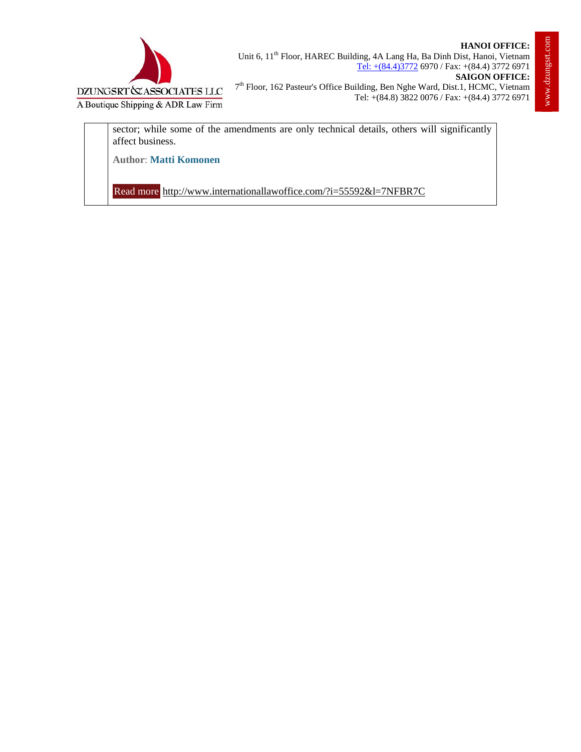sector; while some of the amendments are only technical details, others will significantly affect business.

**Author**: **Matti Komonen**

Read more http://www.internationallawoffice.com/?i=55592&l=7NFBR7C